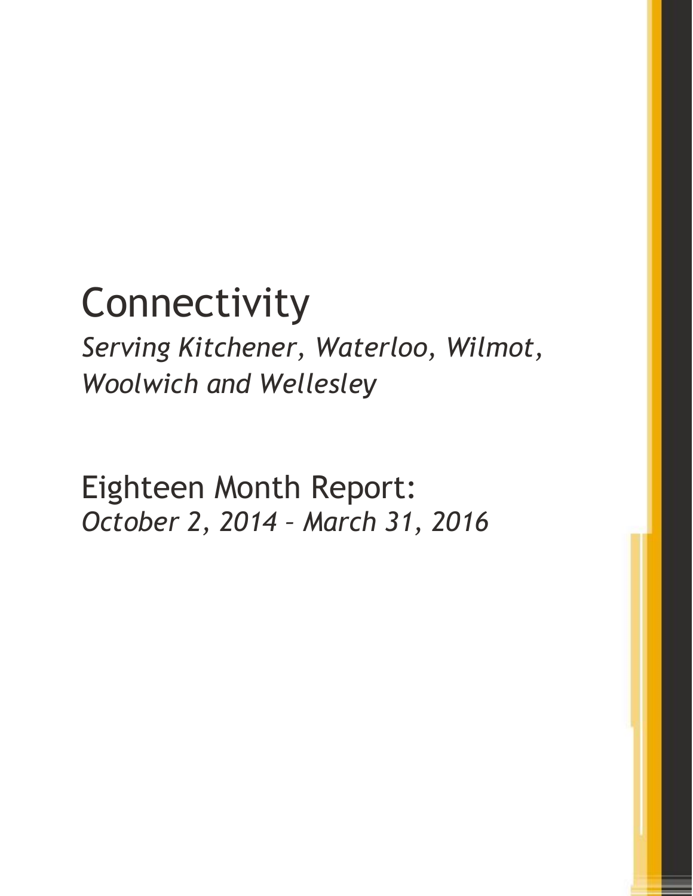# Connectivity

*Serving Kitchener, Waterloo, Wilmot, Woolwich and Wellesley*

## Eighteen Month Report:

*October 2, 2014 – March 31, 2016*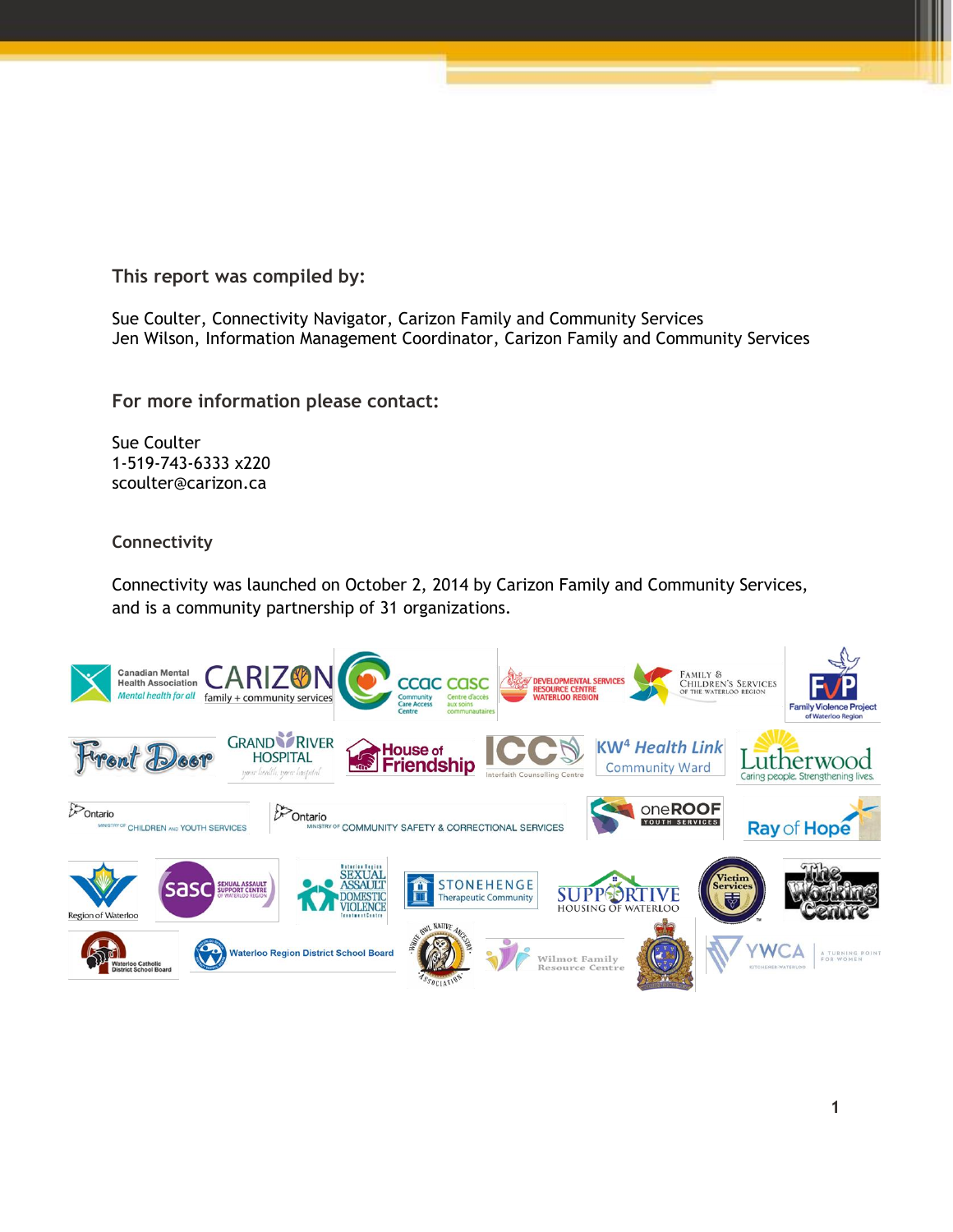### This report was compiled by:

Sue Coulter, Connectivity Navigator, Carizon Family and Community Services
Jen Wilson, Information Management Coordinator, Carizon Family and Community Services

### For more information please contact:

Sue Coulter
1-519-743-6333 x220
scoulter@carizon.ca

### Connectivity

Connectivity was launched on October 2, 2014 by Carizon Family and Community Services, and is a community partnership of 31 organizations.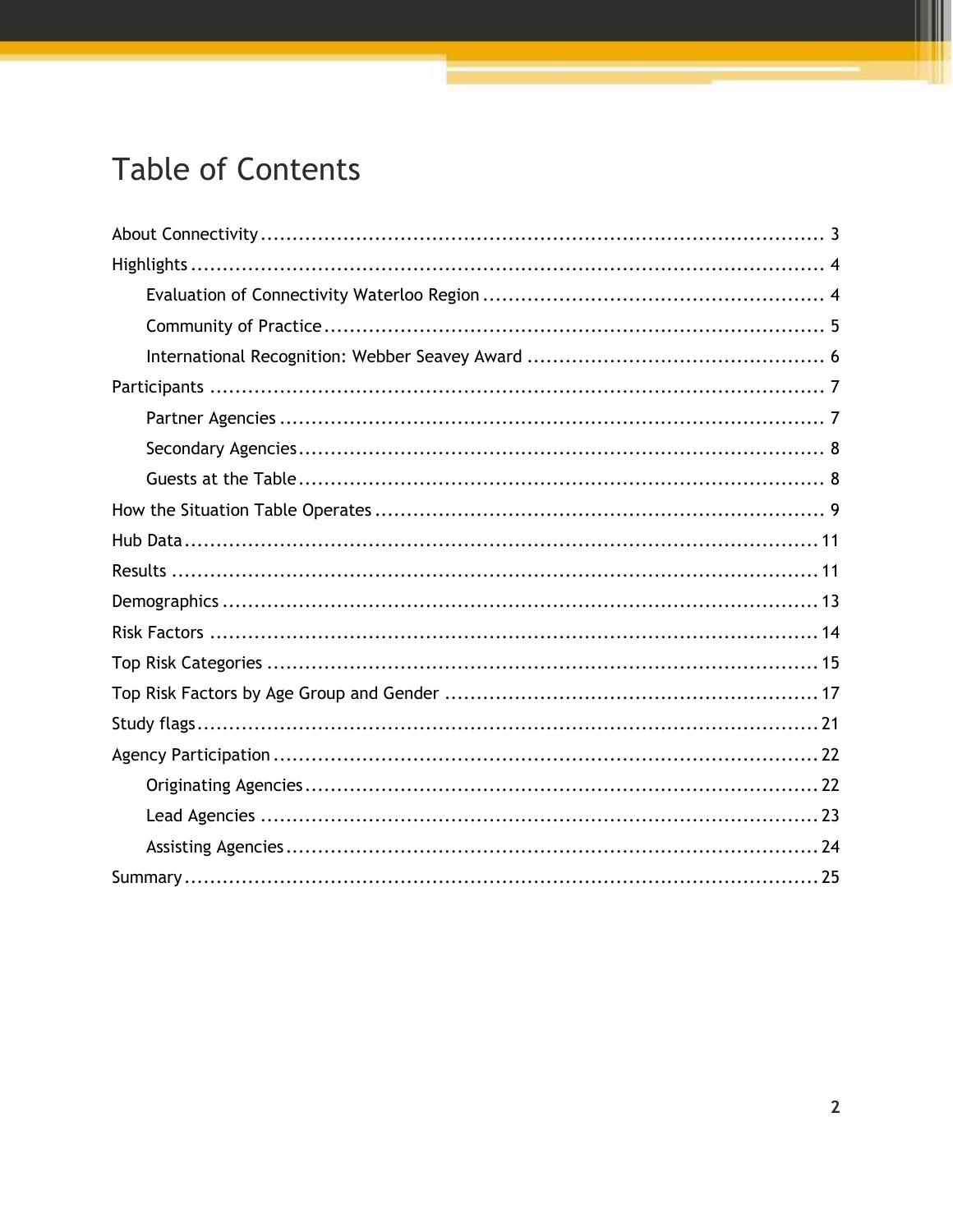# Table of Contents

About Connectivity ........................................................................................ 3

Highlights ........................................................................................................ 4

- Evaluation of Connectivity Waterloo Region ...................................................... 4
- Community of Practice ................................................................................ 5
- International Recognition: Webber Seavey Award ............................................... 6

Participants ...................................................................................................... 7

- Partner Agencies ....................................................................................... 7
- Secondary Agencies .................................................................................... 8
- Guests at the Table .................................................................................... 8

How the Situation Table Operates ........................................................................ 9

Hub Data ........................................................................................................ 11

Results .......................................................................................................... 11

Demographics ................................................................................................. 13

Risk Factors .................................................................................................... 14

Top Risk Categories ......................................................................................... 15

Top Risk Factors by Age Group and Gender ........................................................... 17

Study flags ...................................................................................................... 21

Agency Participation ......................................................................................... 22

- Originating Agencies .................................................................................. 22
- Lead Agencies .......................................................................................... 23
- Assisting Agencies ..................................................................................... 24

Summary ........................................................................................................ 25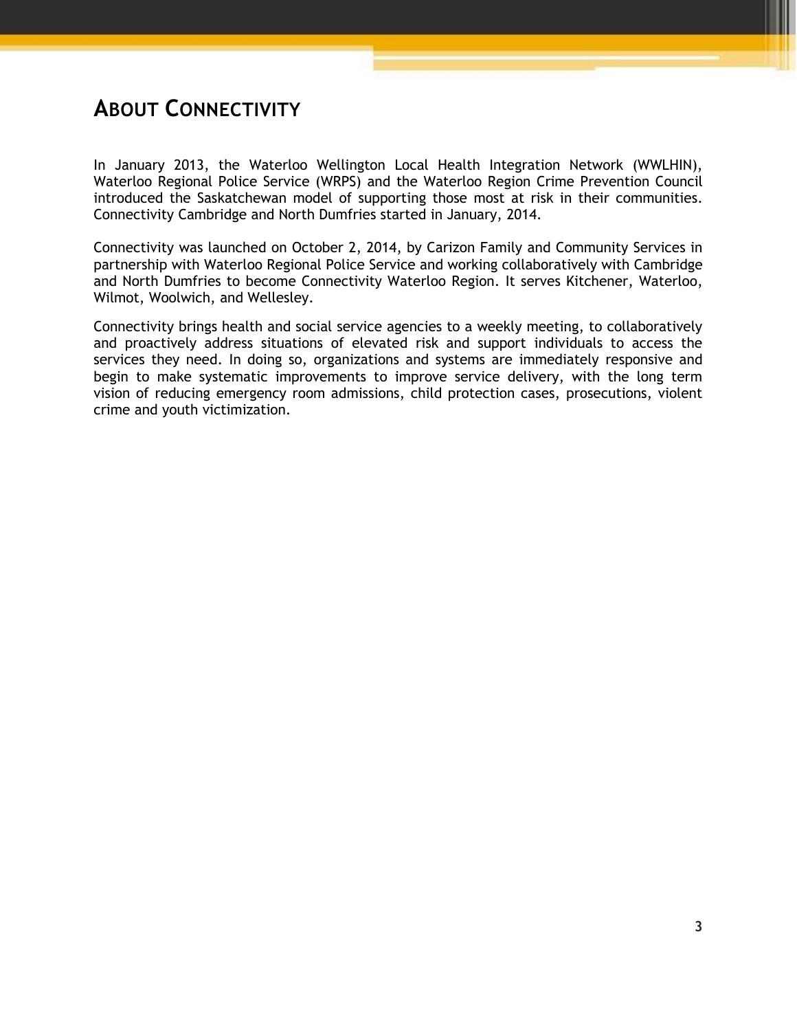# About Connectivity

In January 2013, the Waterloo Wellington Local Health Integration Network (WWLHIN), Waterloo Regional Police Service (WRPS) and the Waterloo Region Crime Prevention Council introduced the Saskatchewan model of supporting those most at risk in their communities. Connectivity Cambridge and North Dumfries started in January, 2014.

Connectivity was launched on October 2, 2014, by Carizon Family and Community Services in partnership with Waterloo Regional Police Service and working collaboratively with Cambridge and North Dumfries to become Connectivity Waterloo Region. It serves Kitchener, Waterloo, Wilmot, Woolwich, and Wellesley.

Connectivity brings health and social service agencies to a weekly meeting, to collaboratively and proactively address situations of elevated risk and support individuals to access the services they need. In doing so, organizations and systems are immediately responsive and begin to make systematic improvements to improve service delivery, with the long term vision of reducing emergency room admissions, child protection cases, prosecutions, violent crime and youth victimization.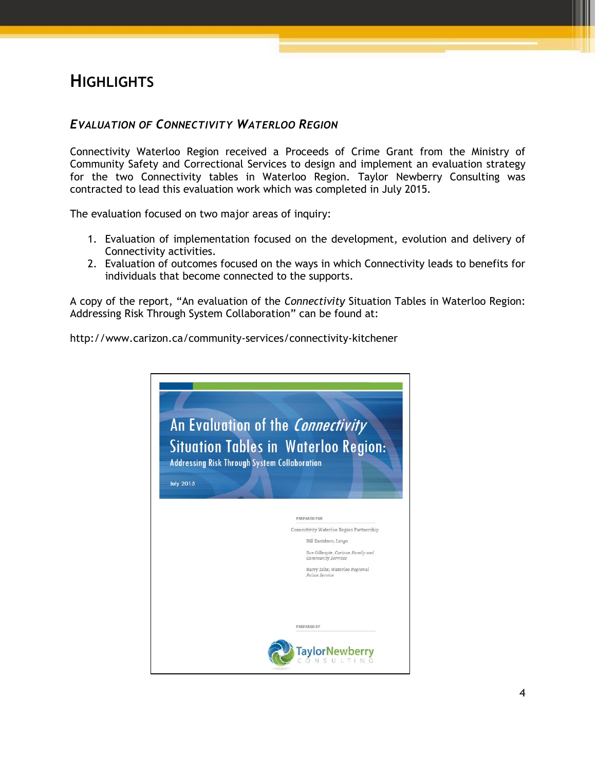# Highlights

## *Evaluation of Connectivity Waterloo Region*

Connectivity Waterloo Region received a Proceeds of Crime Grant from the Ministry of Community Safety and Correctional Services to design and implement an evaluation strategy for the two Connectivity tables in Waterloo Region. Taylor Newberry Consulting was contracted to lead this evaluation work which was completed in July 2015.

The evaluation focused on two major areas of inquiry:

1. Evaluation of implementation focused on the development, evolution and delivery of Connectivity activities.
2. Evaluation of outcomes focused on the ways in which Connectivity leads to benefits for individuals that become connected to the supports.

A copy of the report, "An evaluation of the *Connectivity* Situation Tables in Waterloo Region: Addressing Risk Through System Collaboration" can be found at:

http://www.carizon.ca/community-services/connectivity-kitchener

An Evaluation of the *Connectivity* Situation Tables in Waterloo Region: Addressing Risk Through System Collaboration

July 2015

PREPARED FOR

Connectivity Waterloo Region Partnership

Bill Davidson, *Langs*

Sue Gillespie, *Carizon Family and Community Services*

Barry Zehr, *Waterloo Regional Police Service*

PREPARED BY

TaylorNewberry Consulting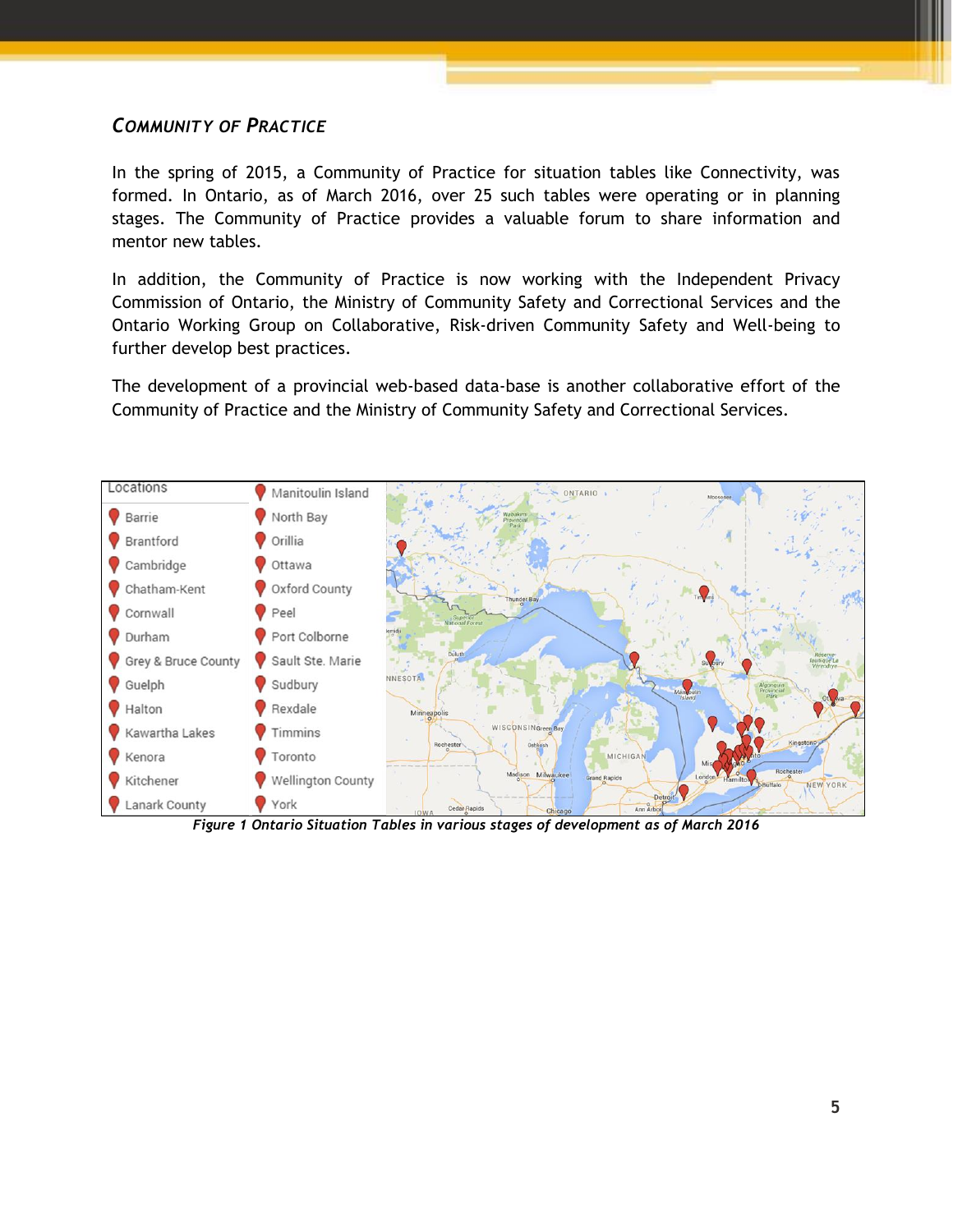## COMMUNITY OF PRACTICE

In the spring of 2015, a Community of Practice for situation tables like Connectivity, was formed. In Ontario, as of March 2016, over 25 such tables were operating or in planning stages. The Community of Practice provides a valuable forum to share information and mentor new tables.

In addition, the Community of Practice is now working with the Independent Privacy Commission of Ontario, the Ministry of Community Safety and Correctional Services and the Ontario Working Group on Collaborative, Risk-driven Community Safety and Well-being to further develop best practices.

The development of a provincial web-based data-base is another collaborative effort of the Community of Practice and the Ministry of Community Safety and Correctional Services.

Locations

- Barrie
- Brantford
- Cambridge
- Chatham-Kent
- Cornwall
- Durham
- Grey & Bruce County
- Guelph
- Halton
- Kawartha Lakes
- Kenora
- Kitchener
- Lanark County
- Manitoulin Island
- North Bay
- Orillia
- Ottawa
- Oxford County
- Peel
- Port Colborne
- Sault Ste. Marie
- Sudbury
- Rexdale
- Timmins
- Toronto
- Wellington County
- York

*Figure 1 Ontario Situation Tables in various stages of development as of March 2016*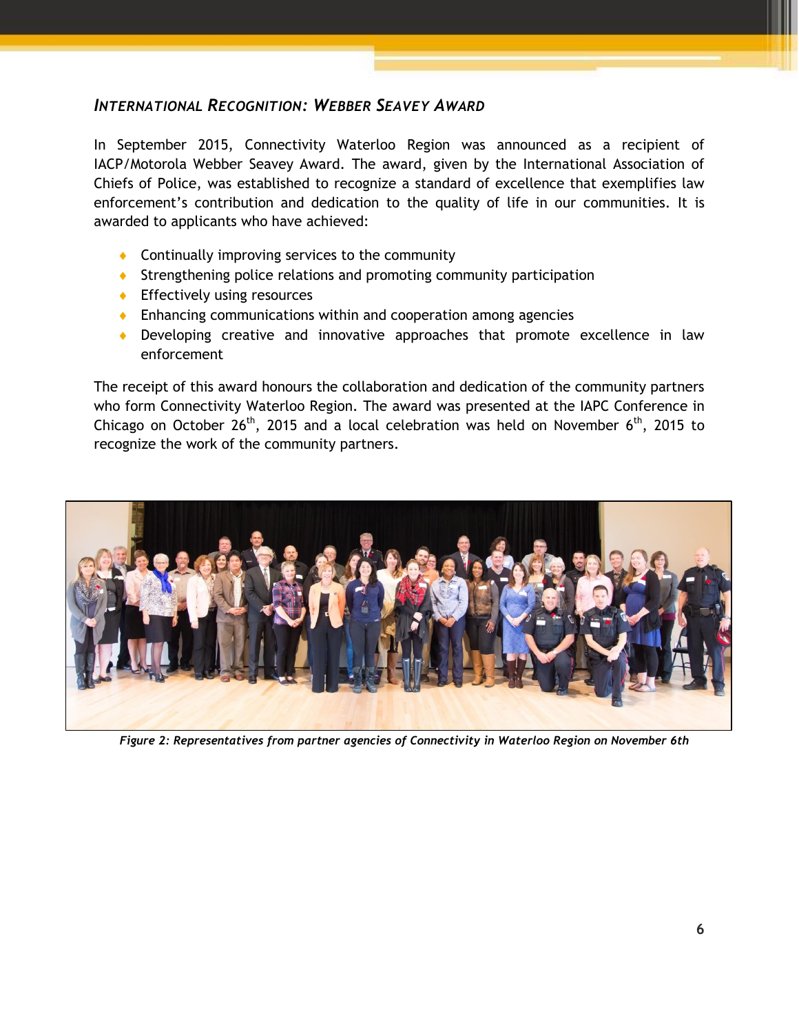### *INTERNATIONAL RECOGNITION: WEBBER SEAVEY AWARD*

In September 2015, Connectivity Waterloo Region was announced as a recipient of IACP/Motorola Webber Seavey Award. The award, given by the International Association of Chiefs of Police, was established to recognize a standard of excellence that exemplifies law enforcement's contribution and dedication to the quality of life in our communities. It is awarded to applicants who have achieved:

- Continually improving services to the community
- Strengthening police relations and promoting community participation
- Effectively using resources
- Enhancing communications within and cooperation among agencies
- Developing creative and innovative approaches that promote excellence in law enforcement

The receipt of this award honours the collaboration and dedication of the community partners who form Connectivity Waterloo Region. The award was presented at the IAPC Conference in Chicago on October 26th, 2015 and a local celebration was held on November 6th, 2015 to recognize the work of the community partners.

*Figure 2: Representatives from partner agencies of Connectivity in Waterloo Region on November 6th*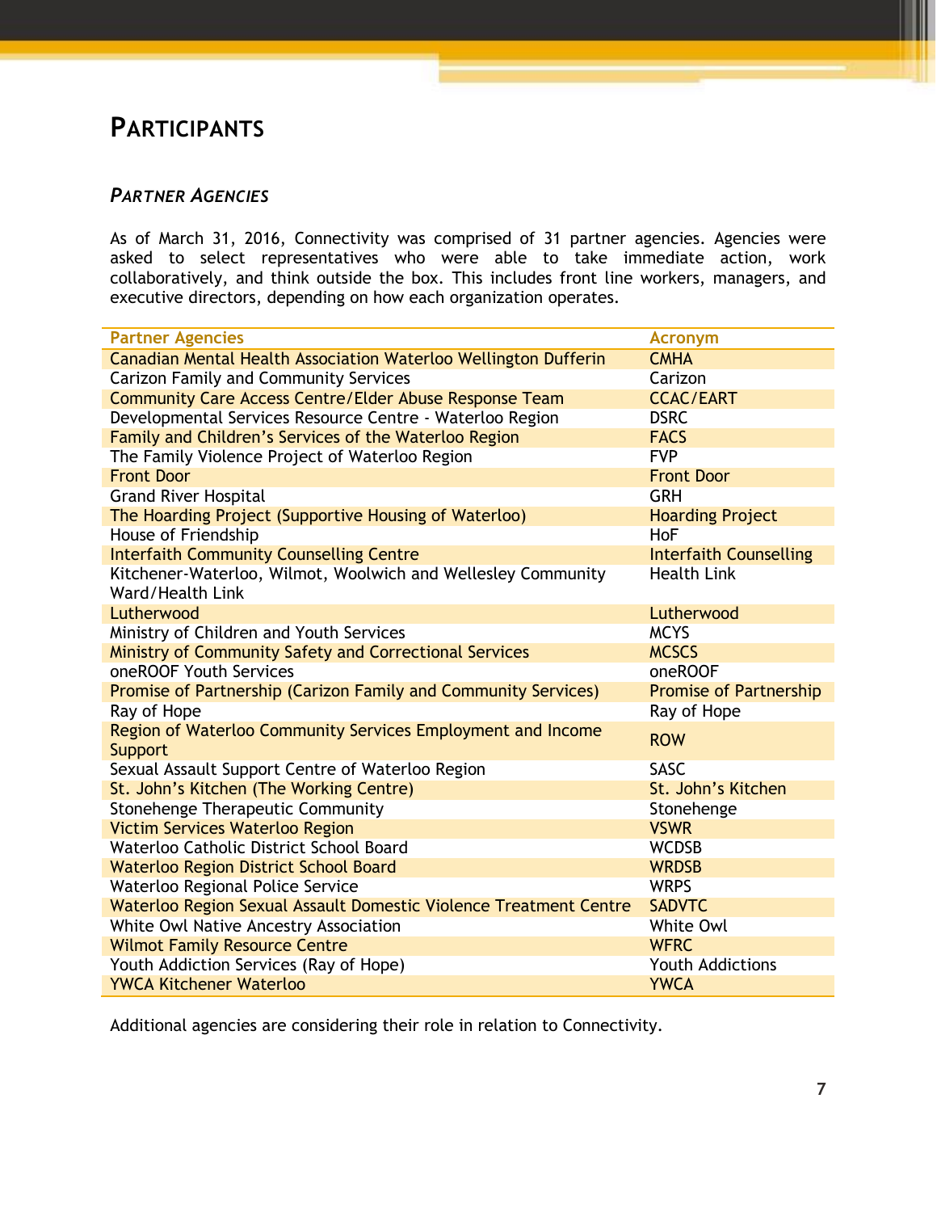# Participants

## *Partner Agencies*

As of March 31, 2016, Connectivity was comprised of 31 partner agencies. Agencies were asked to select representatives who were able to take immediate action, work collaboratively, and think outside the box. This includes front line workers, managers, and executive directors, depending on how each organization operates.

| Partner Agencies | Acronym |
|---|---|
| Canadian Mental Health Association Waterloo Wellington Dufferin | CMHA |
| Carizon Family and Community Services | Carizon |
| Community Care Access Centre/Elder Abuse Response Team | CCAC/EART |
| Developmental Services Resource Centre - Waterloo Region | DSRC |
| Family and Children's Services of the Waterloo Region | FACS |
| The Family Violence Project of Waterloo Region | FVP |
| Front Door | Front Door |
| Grand River Hospital | GRH |
| The Hoarding Project (Supportive Housing of Waterloo) | Hoarding Project |
| House of Friendship | HoF |
| Interfaith Community Counselling Centre | Interfaith Counselling |
| Kitchener-Waterloo, Wilmot, Woolwich and Wellesley Community Ward/Health Link | Health Link |
| Lutherwood | Lutherwood |
| Ministry of Children and Youth Services | MCYS |
| Ministry of Community Safety and Correctional Services | MCSCS |
| oneROOF Youth Services | oneROOF |
| Promise of Partnership (Carizon Family and Community Services) | Promise of Partnership |
| Ray of Hope | Ray of Hope |
| Region of Waterloo Community Services Employment and Income Support | ROW |
| Sexual Assault Support Centre of Waterloo Region | SASC |
| St. John's Kitchen (The Working Centre) | St. John's Kitchen |
| Stonehenge Therapeutic Community | Stonehenge |
| Victim Services Waterloo Region | VSWR |
| Waterloo Catholic District School Board | WCDSB |
| Waterloo Region District School Board | WRDSB |
| Waterloo Regional Police Service | WRPS |
| Waterloo Region Sexual Assault Domestic Violence Treatment Centre | SADVTC |
| White Owl Native Ancestry Association | White Owl |
| Wilmot Family Resource Centre | WFRC |
| Youth Addiction Services (Ray of Hope) | Youth Addictions |
| YWCA Kitchener Waterloo | YWCA |

Additional agencies are considering their role in relation to Connectivity.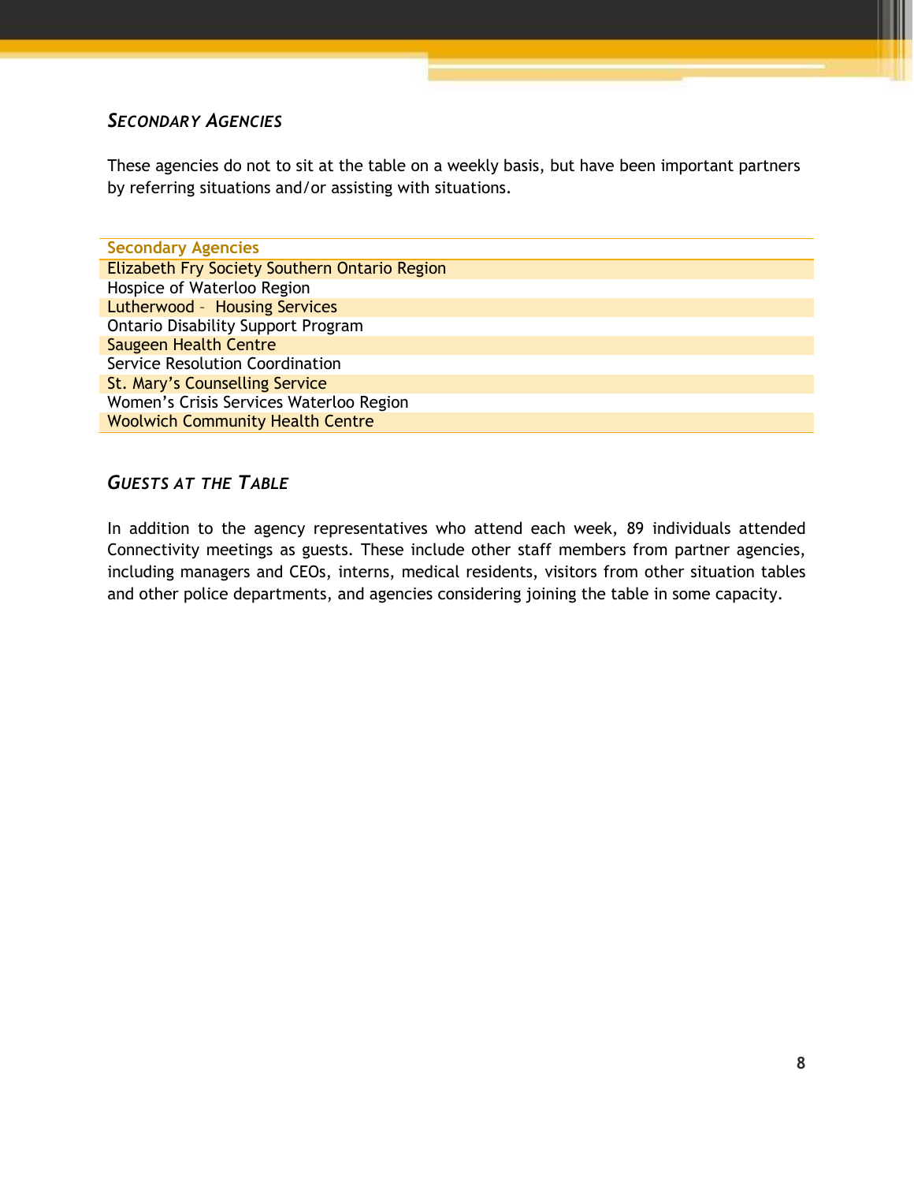### *SECONDARY AGENCIES*

These agencies do not to sit at the table on a weekly basis, but have been important partners by referring situations and/or assisting with situations.

| Secondary Agencies |
| --- |
| Elizabeth Fry Society Southern Ontario Region |
| Hospice of Waterloo Region |
| Lutherwood – Housing Services |
| Ontario Disability Support Program |
| Saugeen Health Centre |
| Service Resolution Coordination |
| St. Mary's Counselling Service |
| Women's Crisis Services Waterloo Region |
| Woolwich Community Health Centre |

### *GUESTS AT THE TABLE*

In addition to the agency representatives who attend each week, 89 individuals attended Connectivity meetings as guests. These include other staff members from partner agencies, including managers and CEOs, interns, medical residents, visitors from other situation tables and other police departments, and agencies considering joining the table in some capacity.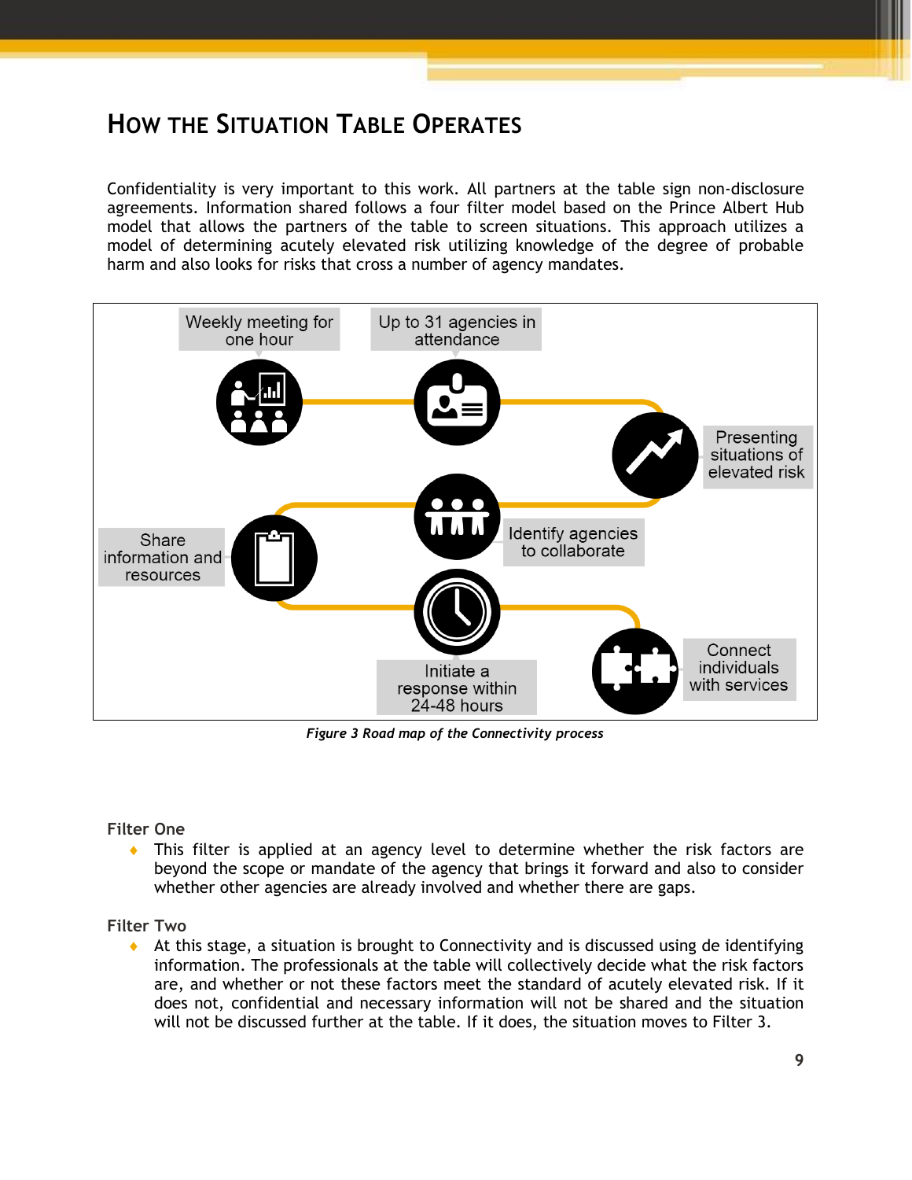## How the Situation Table Operates

Confidentiality is very important to this work. All partners at the table sign non-disclosure agreements. Information shared follows a four filter model based on the Prince Albert Hub model that allows the partners of the table to screen situations. This approach utilizes a model of determining acutely elevated risk utilizing knowledge of the degree of probable harm and also looks for risks that cross a number of agency mandates.

Weekly meeting for one hour

Up to 31 agencies in attendance

Presenting situations of elevated risk

Identify agencies to collaborate

Share information and resources

Initiate a response within 24-48 hours

Connect individuals with services

*Figure 3 Road map of the Connectivity process*

**Filter One**

- This filter is applied at an agency level to determine whether the risk factors are beyond the scope or mandate of the agency that brings it forward and also to consider whether other agencies are already involved and whether there are gaps.

**Filter Two**

- At this stage, a situation is brought to Connectivity and is discussed using de identifying information. The professionals at the table will collectively decide what the risk factors are, and whether or not these factors meet the standard of acutely elevated risk. If it does not, confidential and necessary information will not be shared and the situation will not be discussed further at the table. If it does, the situation moves to Filter 3.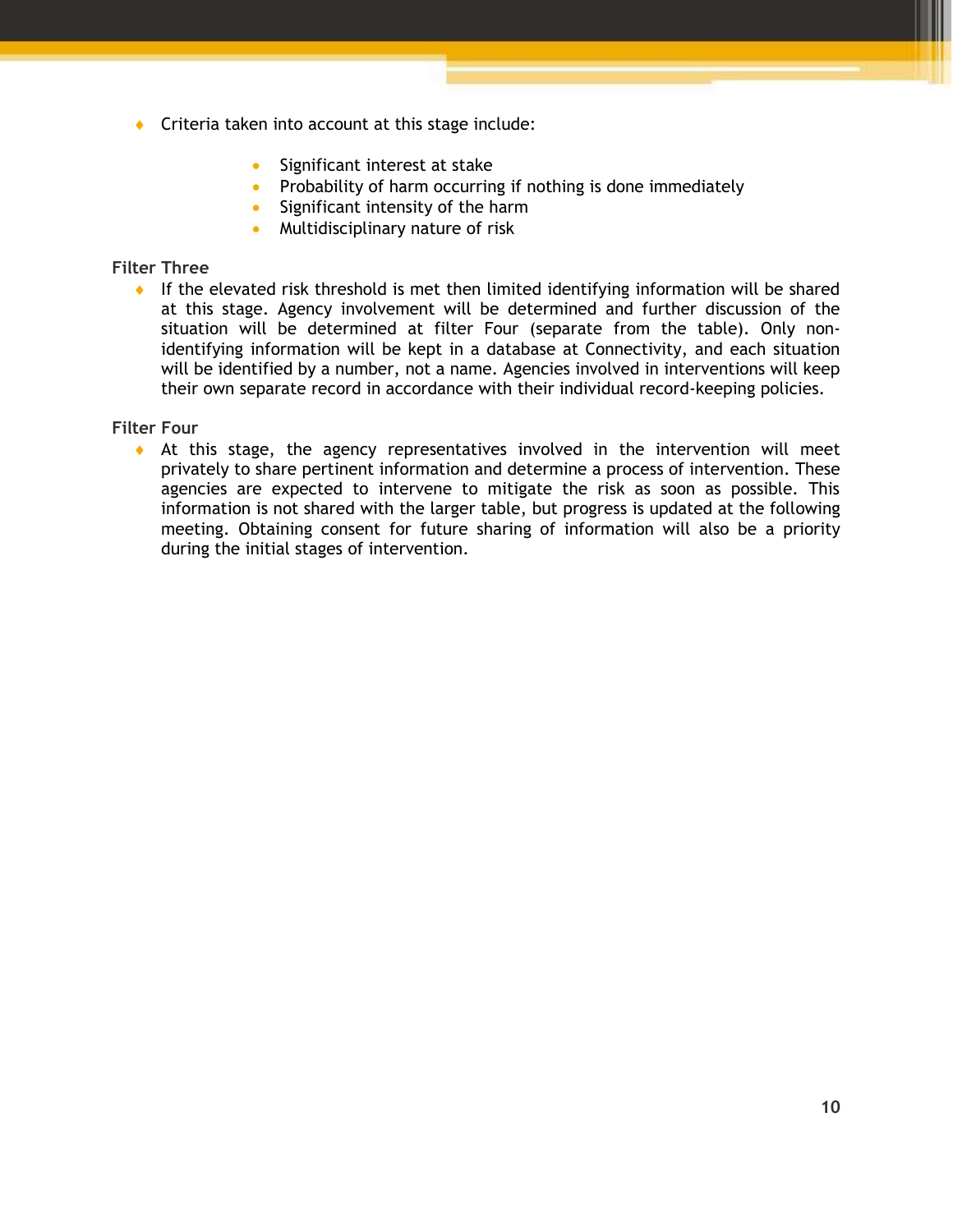- Criteria taken into account at this stage include:

    - Significant interest at stake
    - Probability of harm occurring if nothing is done immediately
    - Significant intensity of the harm
    - Multidisciplinary nature of risk

**Filter Three**

- If the elevated risk threshold is met then limited identifying information will be shared at this stage. Agency involvement will be determined and further discussion of the situation will be determined at filter Four (separate from the table). Only non-identifying information will be kept in a database at Connectivity, and each situation will be identified by a number, not a name. Agencies involved in interventions will keep their own separate record in accordance with their individual record-keeping policies.

**Filter Four**

- At this stage, the agency representatives involved in the intervention will meet privately to share pertinent information and determine a process of intervention. These agencies are expected to intervene to mitigate the risk as soon as possible. This information is not shared with the larger table, but progress is updated at the following meeting. Obtaining consent for future sharing of information will also be a priority during the initial stages of intervention.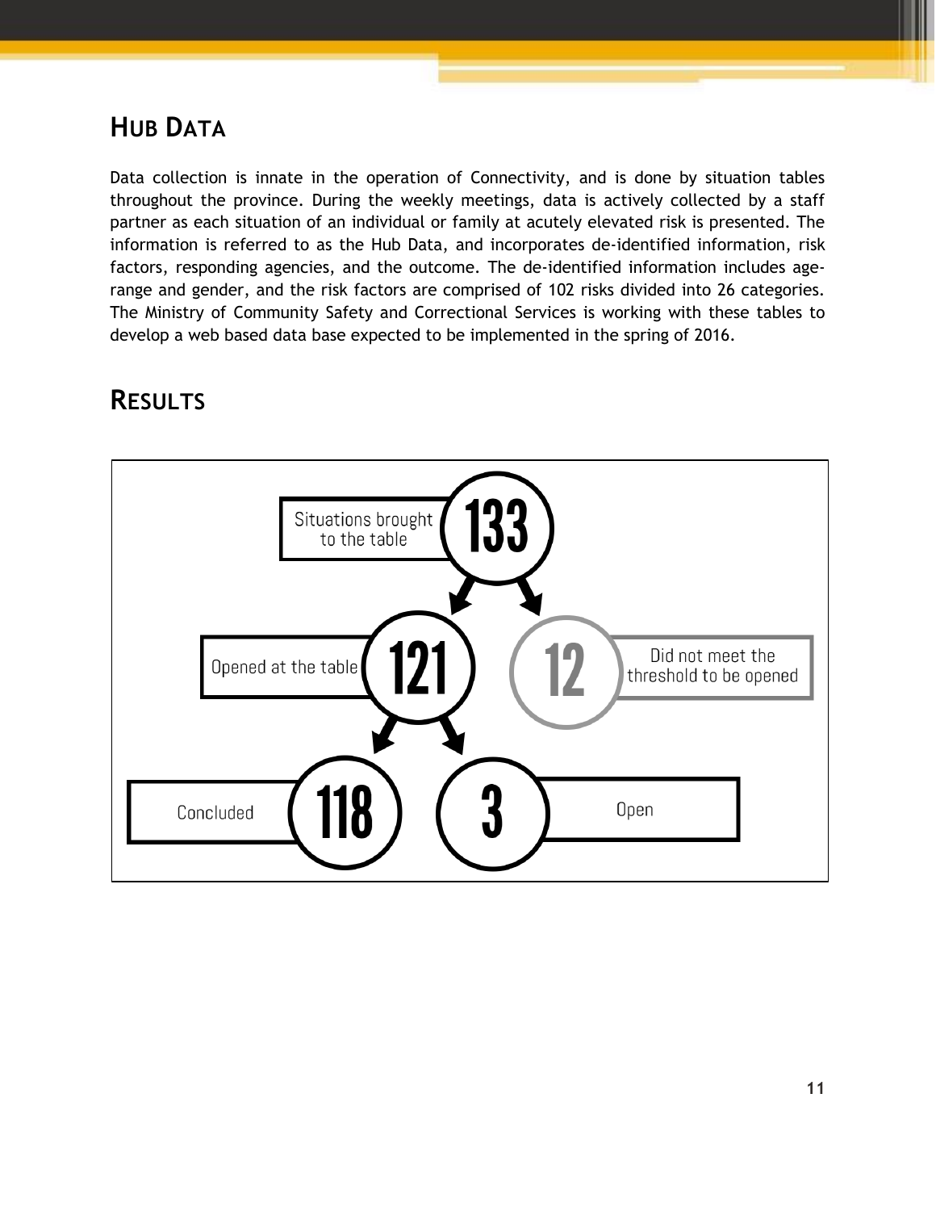## Hub Data

Data collection is innate in the operation of Connectivity, and is done by situation tables throughout the province. During the weekly meetings, data is actively collected by a staff partner as each situation of an individual or family at acutely elevated risk is presented. The information is referred to as the Hub Data, and incorporates de-identified information, risk factors, responding agencies, and the outcome. The de-identified information includes age-range and gender, and the risk factors are comprised of 102 risks divided into 26 categories. The Ministry of Community Safety and Correctional Services is working with these tables to develop a web based data base expected to be implemented in the spring of 2016.

## Results

Situations brought to the table: 133

- Opened at the table: 121
  - Concluded: 118
  - Open: 3
- Did not meet the threshold to be opened: 12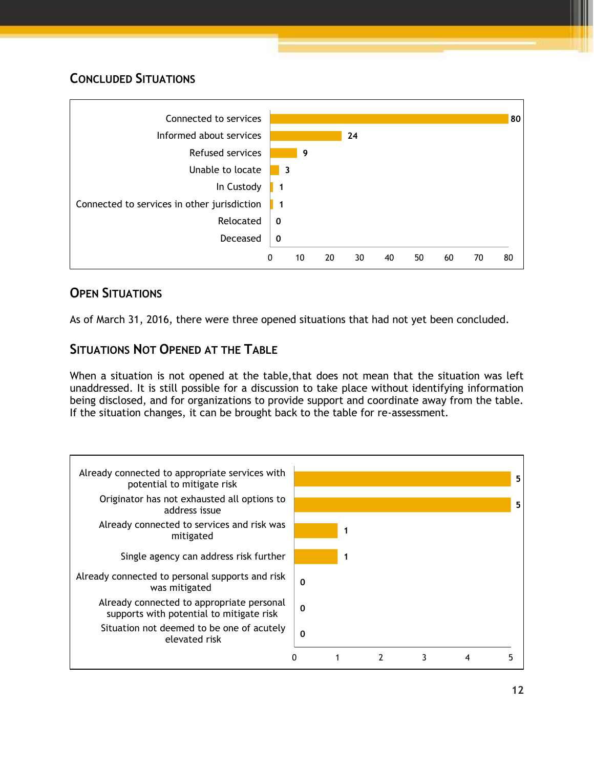## Concluded Situations

| Outcome | Count |
|---|---|
| Connected to services | 80 |
| Informed about services | 24 |
| Refused services | 9 |
| Unable to locate | 3 |
| In Custody | 1 |
| Connected to services in other jurisdiction | 1 |
| Relocated | 0 |
| Deceased | 0 |

## Open Situations

As of March 31, 2016, there were three opened situations that had not yet been concluded.

## Situations Not Opened at the Table

When a situation is not opened at the table,that does not mean that the situation was left unaddressed. It is still possible for a discussion to take place without identifying information being disclosed, and for organizations to provide support and coordinate away from the table. If the situation changes, it can be brought back to the table for re-assessment.

| Reason | Count |
|---|---|
| Already connected to appropriate services with potential to mitigate risk | 5 |
| Originator has not exhausted all options to address issue | 5 |
| Already connected to services and risk was mitigated | 1 |
| Single agency can address risk further | 1 |
| Already connected to personal supports and risk was mitigated | 0 |
| Already connected to appropriate personal supports with potential to mitigate risk | 0 |
| Situation not deemed to be one of acutely elevated risk | 0 |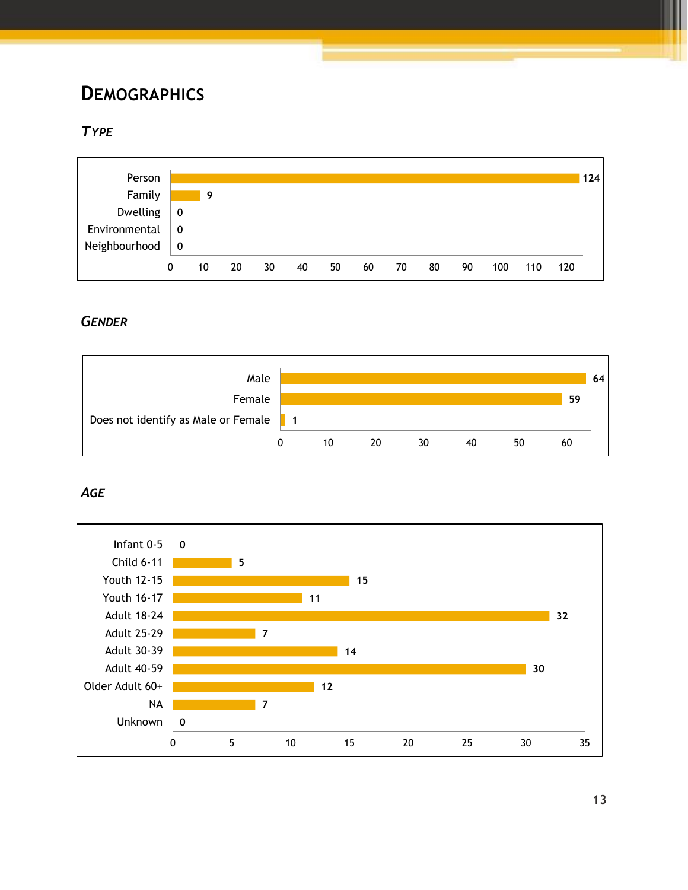# DEMOGRAPHICS

## TYPE

| Type | Count |
|---|---|
| Person | 124 |
| Family | 9 |
| Dwelling | 0 |
| Environmental | 0 |
| Neighbourhood | 0 |

## GENDER

| Gender | Count |
|---|---|
| Male | 64 |
| Female | 59 |
| Does not identify as Male or Female | 1 |

## AGE

| Age | Count |
|---|---|
| Infant 0-5 | 0 |
| Child 6-11 | 5 |
| Youth 12-15 | 15 |
| Youth 16-17 | 11 |
| Adult 18-24 | 32 |
| Adult 25-29 | 7 |
| Adult 30-39 | 14 |
| Adult 40-59 | 30 |
| Older Adult 60+ | 12 |
| NA | 7 |
| Unknown | 0 |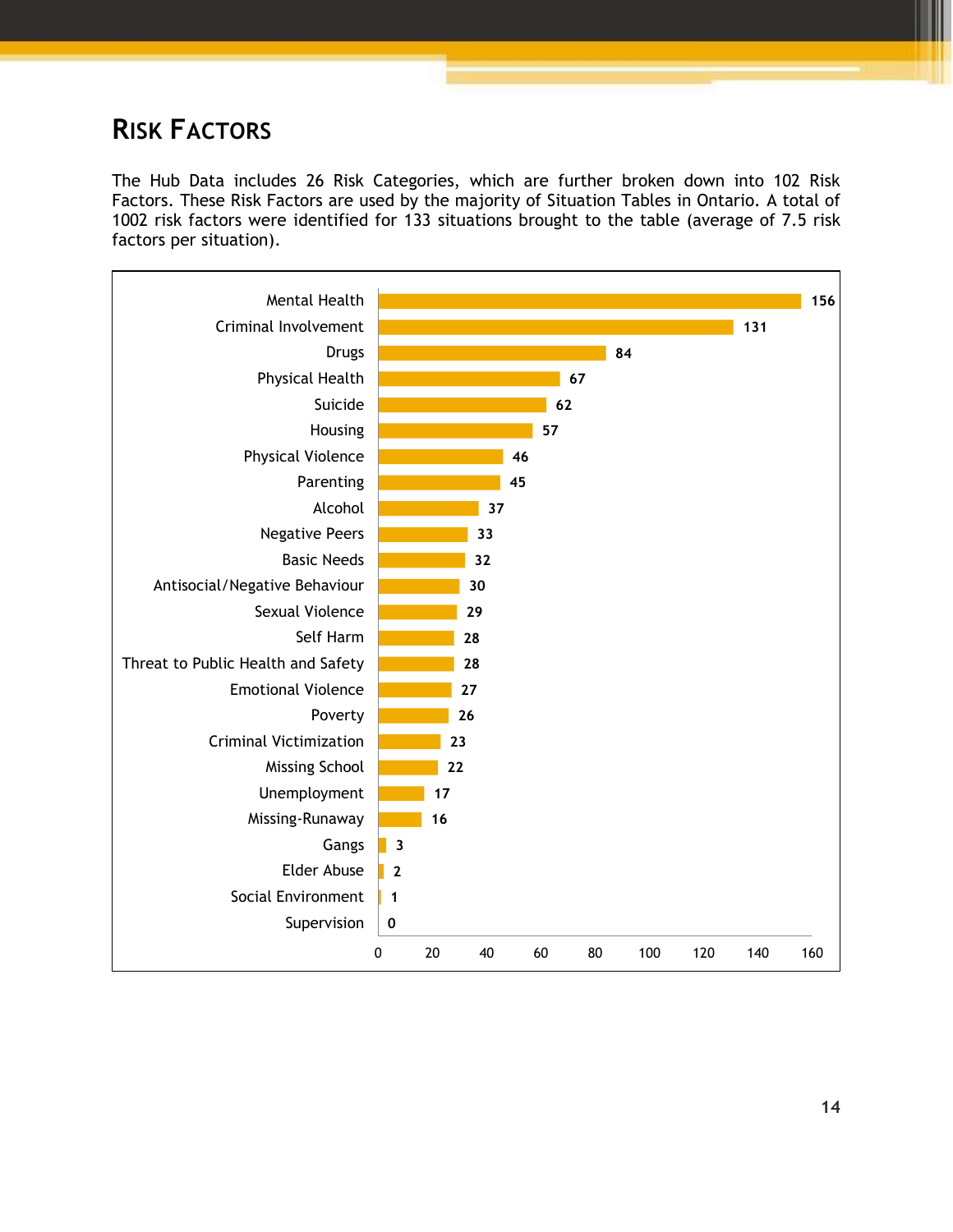# Risk Factors

The Hub Data includes 26 Risk Categories, which are further broken down into 102 Risk Factors. These Risk Factors are used by the majority of Situation Tables in Ontario. A total of 1002 risk factors were identified for 133 situations brought to the table (average of 7.5 risk factors per situation).

| Risk Category | Count |
|---|---|
| Mental Health | 156 |
| Criminal Involvement | 131 |
| Drugs | 84 |
| Physical Health | 67 |
| Suicide | 62 |
| Housing | 57 |
| Physical Violence | 46 |
| Parenting | 45 |
| Alcohol | 37 |
| Negative Peers | 33 |
| Basic Needs | 32 |
| Antisocial/Negative Behaviour | 30 |
| Sexual Violence | 29 |
| Self Harm | 28 |
| Threat to Public Health and Safety | 28 |
| Emotional Violence | 27 |
| Poverty | 26 |
| Criminal Victimization | 23 |
| Missing School | 22 |
| Unemployment | 17 |
| Missing-Runaway | 16 |
| Gangs | 3 |
| Elder Abuse | 2 |
| Social Environment | 1 |
| Supervision | 0 |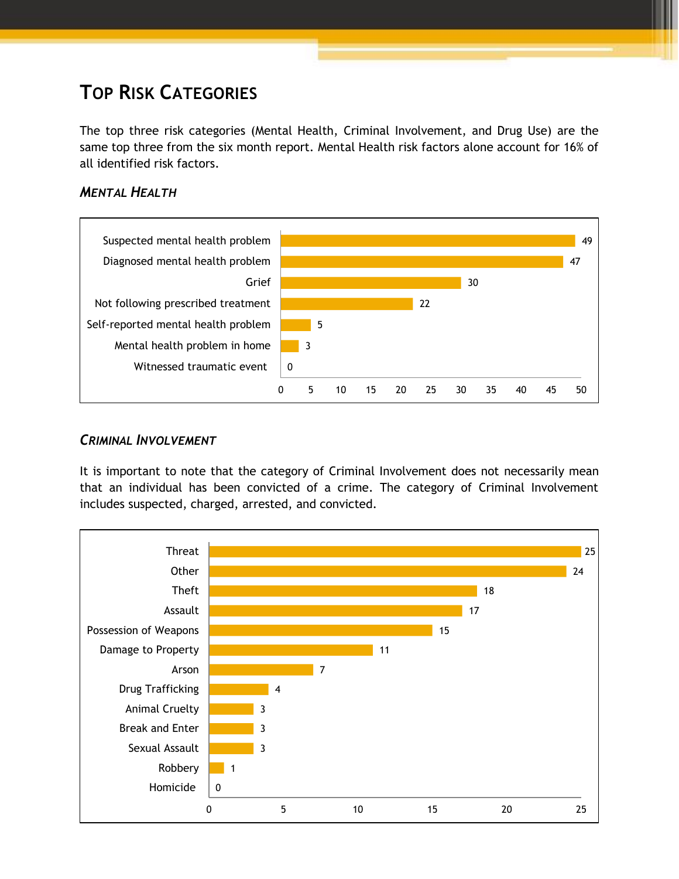# Top Risk Categories

The top three risk categories (Mental Health, Criminal Involvement, and Drug Use) are the same top three from the six month report. Mental Health risk factors alone account for 16% of all identified risk factors.

## *Mental Health*

| Risk Factor | Count |
|---|---|
| Suspected mental health problem | 49 |
| Diagnosed mental health problem | 47 |
| Grief | 30 |
| Not following prescribed treatment | 22 |
| Self-reported mental health problem | 5 |
| Mental health problem in home | 3 |
| Witnessed traumatic event | 0 |

## *Criminal Involvement*

It is important to note that the category of Criminal Involvement does not necessarily mean that an individual has been convicted of a crime. The category of Criminal Involvement includes suspected, charged, arrested, and convicted.

| Risk Factor | Count |
|---|---|
| Threat | 25 |
| Other | 24 |
| Theft | 18 |
| Assault | 17 |
| Possession of Weapons | 15 |
| Damage to Property | 11 |
| Arson | 7 |
| Drug Trafficking | 4 |
| Animal Cruelty | 3 |
| Break and Enter | 3 |
| Sexual Assault | 3 |
| Robbery | 1 |
| Homicide | 0 |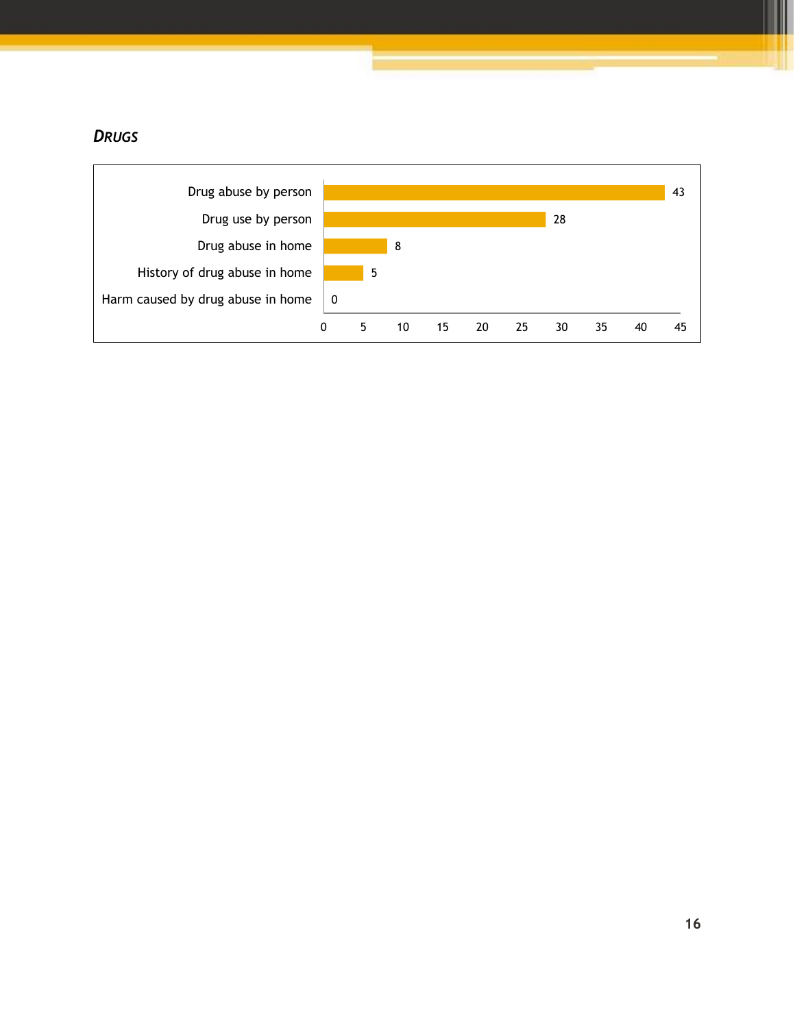### *DRUGS*

| Category | Count |
| --- | --- |
| Drug abuse by person | 43 |
| Drug use by person | 28 |
| Drug abuse in home | 8 |
| History of drug abuse in home | 5 |
| Harm caused by drug abuse in home | 0 |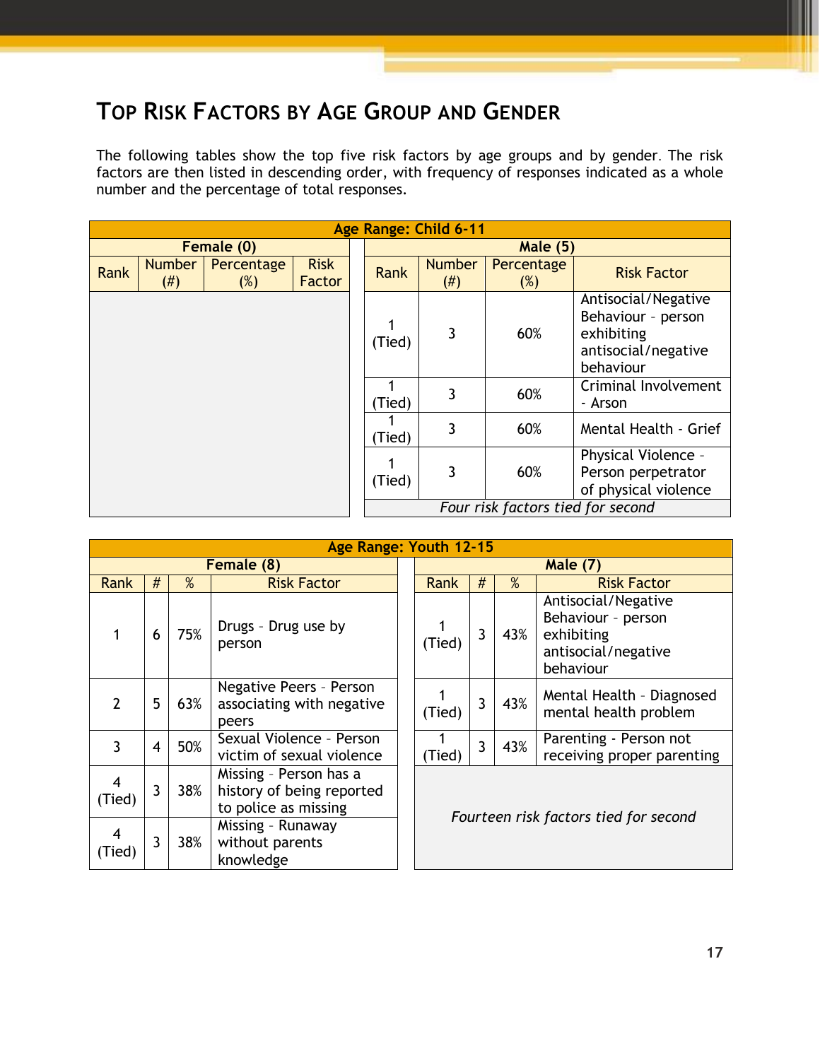## TOP RISK FACTORS BY AGE GROUP AND GENDER

The following tables show the top five risk factors by age groups and by gender. The risk factors are then listed in descending order, with frequency of responses indicated as a whole number and the percentage of total responses.

**Age Range: Child 6-11**

| Female (0) | | | | Male (5) | | | |
|---|---|---|---|---|---|---|---|
| Rank | Number (#) | Percentage (%) | Risk Factor | Rank | Number (#) | Percentage (%) | Risk Factor |
| | | | | 1 (Tied) | 3 | 60% | Antisocial/Negative Behaviour - person exhibiting antisocial/negative behaviour |
| | | | | 1 (Tied) | 3 | 60% | Criminal Involvement - Arson |
| | | | | 1 (Tied) | 3 | 60% | Mental Health - Grief |
| | | | | 1 (Tied) | 3 | 60% | Physical Violence - Person perpetrator of physical violence |
| | | | | *Four risk factors tied for second* | | | |

**Age Range: Youth 12-15**

| Female (8) | | | | Male (7) | | | |
|---|---|---|---|---|---|---|---|
| Rank | # | % | Risk Factor | Rank | # | % | Risk Factor |
| 1 | 6 | 75% | Drugs - Drug use by person | 1 (Tied) | 3 | 43% | Antisocial/Negative Behaviour - person exhibiting antisocial/negative behaviour |
| 2 | 5 | 63% | Negative Peers - Person associating with negative peers | 1 (Tied) | 3 | 43% | Mental Health - Diagnosed mental health problem |
| 3 | 4 | 50% | Sexual Violence - Person victim of sexual violence | 1 (Tied) | 3 | 43% | Parenting - Person not receiving proper parenting |
| 4 (Tied) | 3 | 38% | Missing - Person has a history of being reported to police as missing | *Fourteen risk factors tied for second* | | | |
| 4 (Tied) | 3 | 38% | Missing - Runaway without parents knowledge | | | | |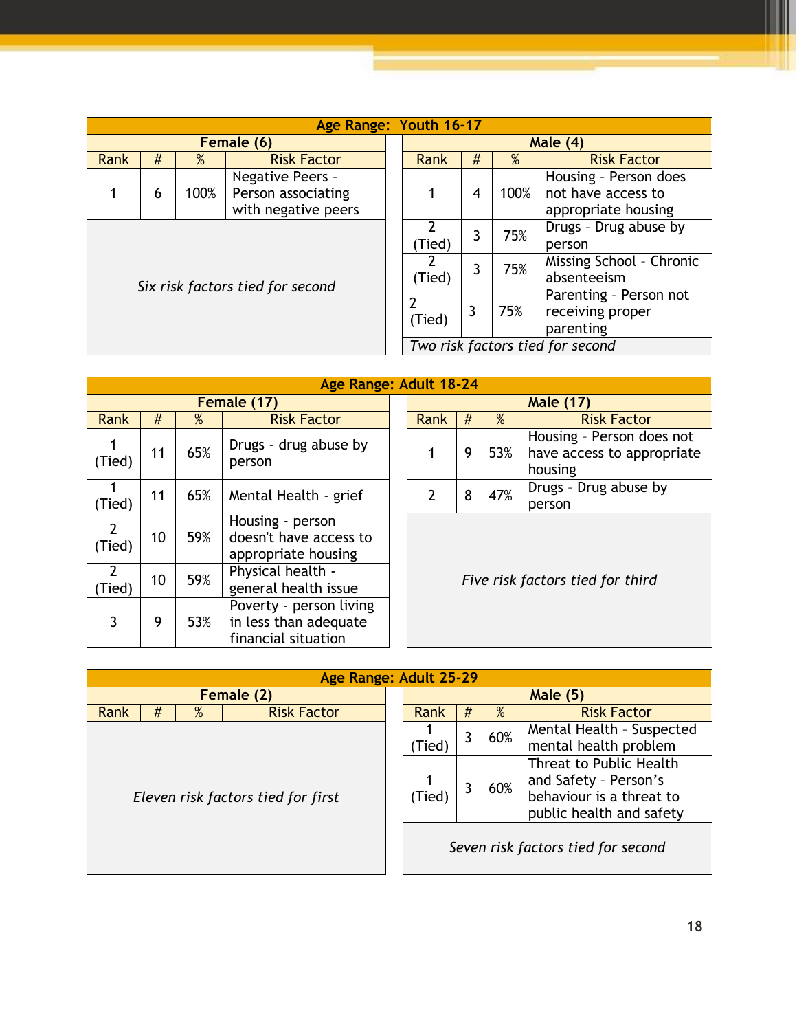| Age Range: Youth 16-17 | | | | | | | |
|---|---|---|---|---|---|---|---|
| Female (6) | | | | Male (4) | | | |
| Rank | # | % | Risk Factor | Rank | # | % | Risk Factor |
| 1 | 6 | 100% | Negative Peers - Person associating with negative peers | 1 | 4 | 100% | Housing - Person does not have access to appropriate housing |
| *Six risk factors tied for second* | | | | 2 (Tied) | 3 | 75% | Drugs - Drug abuse by person |
| | | | | 2 (Tied) | 3 | 75% | Missing School - Chronic absenteeism |
| | | | | 2 (Tied) | 3 | 75% | Parenting - Person not receiving proper parenting |
| | | | | *Two risk factors tied for second* | | | |

| Age Range: Adult 18-24 | | | | | | | |
|---|---|---|---|---|---|---|---|
| Female (17) | | | | Male (17) | | | |
| Rank | # | % | Risk Factor | Rank | # | % | Risk Factor |
| 1 (Tied) | 11 | 65% | Drugs - drug abuse by person | 1 | 9 | 53% | Housing - Person does not have access to appropriate housing |
| 1 (Tied) | 11 | 65% | Mental Health - grief | 2 | 8 | 47% | Drugs - Drug abuse by person |
| 2 (Tied) | 10 | 59% | Housing - person doesn't have access to appropriate housing | *Five risk factors tied for third* | | | |
| 2 (Tied) | 10 | 59% | Physical health - general health issue | | | | |
| 3 | 9 | 53% | Poverty - person living in less than adequate financial situation | | | | |

| Age Range: Adult 25-29 | | | | | | | |
|---|---|---|---|---|---|---|---|
| Female (2) | | | | Male (5) | | | |
| Rank | # | % | Risk Factor | Rank | # | % | Risk Factor |
| *Eleven risk factors tied for first* | | | | 1 (Tied) | 3 | 60% | Mental Health - Suspected mental health problem |
| | | | | 1 (Tied) | 3 | 60% | Threat to Public Health and Safety - Person's behaviour is a threat to public health and safety |
| | | | | *Seven risk factors tied for second* | | | |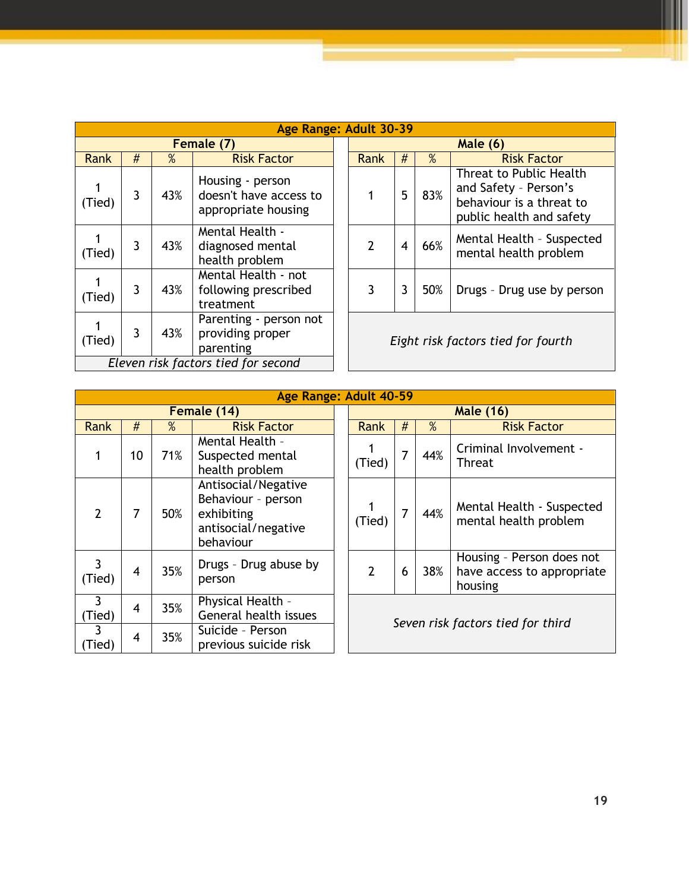| Age Range: Adult 30-39 | | | | | | | |
|---|---|---|---|---|---|---|---|
| **Female (7)** | | | | **Male (6)** | | | |
| Rank | # | % | Risk Factor | Rank | # | % | Risk Factor |
| 1 (Tied) | 3 | 43% | Housing - person doesn't have access to appropriate housing | 1 | 5 | 83% | Threat to Public Health and Safety - Person's behaviour is a threat to public health and safety |
| 1 (Tied) | 3 | 43% | Mental Health - diagnosed mental health problem | 2 | 4 | 66% | Mental Health - Suspected mental health problem |
| 1 (Tied) | 3 | 43% | Mental Health - not following prescribed treatment | 3 | 3 | 50% | Drugs - Drug use by person |
| 1 (Tied) | 3 | 43% | Parenting - person not providing proper parenting | *Eight risk factors tied for fourth* | | | |
| *Eleven risk factors tied for second* | | | | | | | |

| Age Range: Adult 40-59 | | | | | | | |
|---|---|---|---|---|---|---|---|
| **Female (14)** | | | | **Male (16)** | | | |
| Rank | # | % | Risk Factor | Rank | # | % | Risk Factor |
| 1 | 10 | 71% | Mental Health - Suspected mental health problem | 1 (Tied) | 7 | 44% | Criminal Involvement - Threat |
| 2 | 7 | 50% | Antisocial/Negative Behaviour - person exhibiting antisocial/negative behaviour | 1 (Tied) | 7 | 44% | Mental Health - Suspected mental health problem |
| 3 (Tied) | 4 | 35% | Drugs - Drug abuse by person | 2 | 6 | 38% | Housing - Person does not have access to appropriate housing |
| 3 (Tied) | 4 | 35% | Physical Health - General health issues | *Seven risk factors tied for third* | | | |
| 3 (Tied) | 4 | 35% | Suicide - Person previous suicide risk | | | | |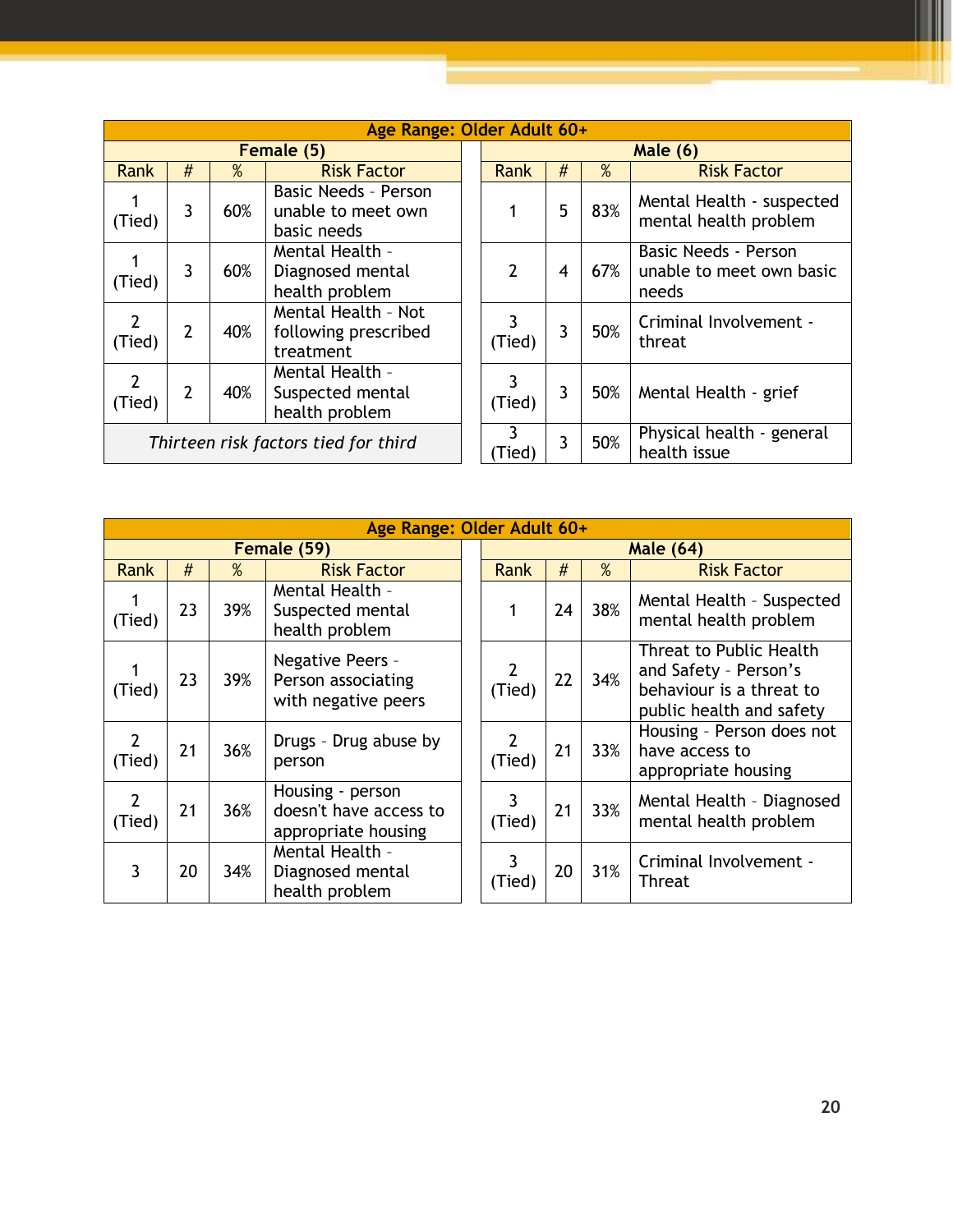| Age Range: Older Adult 60+ | | | | | | | |
|---|---|---|---|---|---|---|---|
| Female (5) | | | | Male (6) | | | |
| Rank | # | % | Risk Factor | Rank | # | % | Risk Factor |
| 1 (Tied) | 3 | 60% | Basic Needs - Person unable to meet own basic needs | 1 | 5 | 83% | Mental Health - suspected mental health problem |
| 1 (Tied) | 3 | 60% | Mental Health - Diagnosed mental health problem | 2 | 4 | 67% | Basic Needs - Person unable to meet own basic needs |
| 2 (Tied) | 2 | 40% | Mental Health - Not following prescribed treatment | 3 (Tied) | 3 | 50% | Criminal Involvement - threat |
| 2 (Tied) | 2 | 40% | Mental Health - Suspected mental health problem | 3 (Tied) | 3 | 50% | Mental Health - grief |
| *Thirteen risk factors tied for third* | | | | 3 (Tied) | 3 | 50% | Physical health - general health issue |

| Age Range: Older Adult 60+ | | | | | | | |
|---|---|---|---|---|---|---|---|
| Female (59) | | | | Male (64) | | | |
| Rank | # | % | Risk Factor | Rank | # | % | Risk Factor |
| 1 (Tied) | 23 | 39% | Mental Health - Suspected mental health problem | 1 | 24 | 38% | Mental Health - Suspected mental health problem |
| 1 (Tied) | 23 | 39% | Negative Peers - Person associating with negative peers | 2 (Tied) | 22 | 34% | Threat to Public Health and Safety - Person's behaviour is a threat to public health and safety |
| 2 (Tied) | 21 | 36% | Drugs - Drug abuse by person | 2 (Tied) | 21 | 33% | Housing - Person does not have access to appropriate housing |
| 2 (Tied) | 21 | 36% | Housing - person doesn't have access to appropriate housing | 3 (Tied) | 21 | 33% | Mental Health - Diagnosed mental health problem |
| 3 | 20 | 34% | Mental Health - Diagnosed mental health problem | 3 (Tied) | 20 | 31% | Criminal Involvement - Threat |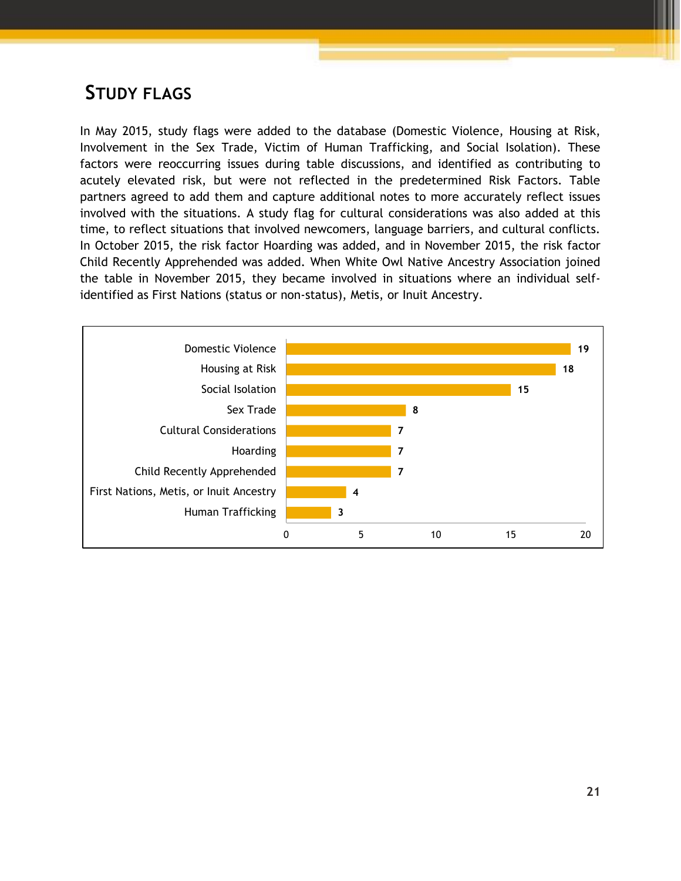## STUDY FLAGS

In May 2015, study flags were added to the database (Domestic Violence, Housing at Risk, Involvement in the Sex Trade, Victim of Human Trafficking, and Social Isolation). These factors were reoccurring issues during table discussions, and identified as contributing to acutely elevated risk, but were not reflected in the predetermined Risk Factors. Table partners agreed to add them and capture additional notes to more accurately reflect issues involved with the situations. A study flag for cultural considerations was also added at this time, to reflect situations that involved newcomers, language barriers, and cultural conflicts. In October 2015, the risk factor Hoarding was added, and in November 2015, the risk factor Child Recently Apprehended was added. When White Owl Native Ancestry Association joined the table in November 2015, they became involved in situations where an individual self-identified as First Nations (status or non-status), Metis, or Inuit Ancestry.

| Study Flag | Count |
|---|---|
| Domestic Violence | 19 |
| Housing at Risk | 18 |
| Social Isolation | 15 |
| Sex Trade | 8 |
| Cultural Considerations | 7 |
| Hoarding | 7 |
| Child Recently Apprehended | 7 |
| First Nations, Metis, or Inuit Ancestry | 4 |
| Human Trafficking | 3 |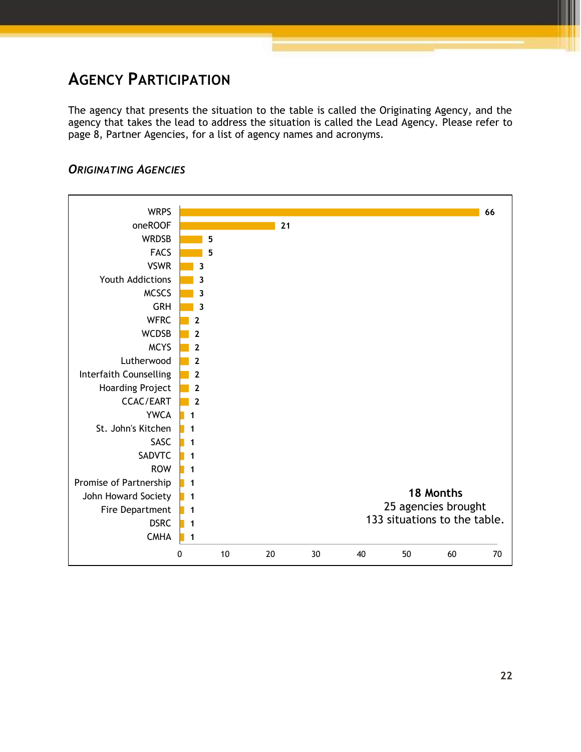# Agency Participation

The agency that presents the situation to the table is called the Originating Agency, and the agency that takes the lead to address the situation is called the Lead Agency. Please refer to page 8, Partner Agencies, for a list of agency names and acronyms.

## *Originating Agencies*

| Agency | Situations |
|---|---|
| WRPS | 66 |
| oneROOF | 21 |
| WRDSB | 5 |
| FACS | 5 |
| VSWR | 3 |
| Youth Addictions | 3 |
| MCSCS | 3 |
| GRH | 3 |
| WFRC | 2 |
| WCDSB | 2 |
| MCYS | 2 |
| Lutherwood | 2 |
| Interfaith Counselling | 2 |
| Hoarding Project | 2 |
| CCAC/EART | 2 |
| YWCA | 1 |
| St. John's Kitchen | 1 |
| SASC | 1 |
| SADVTC | 1 |
| ROW | 1 |
| Promise of Partnership | 1 |
| John Howard Society | 1 |
| Fire Department | 1 |
| DSRC | 1 |
| CMHA | 1 |

**18 Months**
25 agencies brought
133 situations to the table.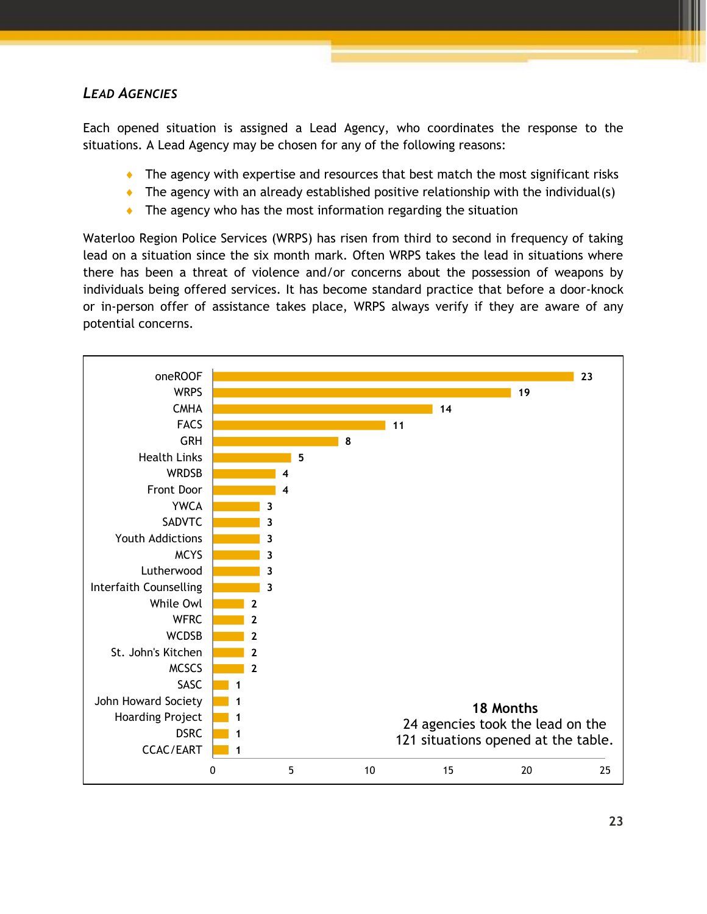### *Lead Agencies*

Each opened situation is assigned a Lead Agency, who coordinates the response to the situations. A Lead Agency may be chosen for any of the following reasons:

- The agency with expertise and resources that best match the most significant risks
- The agency with an already established positive relationship with the individual(s)
- The agency who has the most information regarding the situation

Waterloo Region Police Services (WRPS) has risen from third to second in frequency of taking lead on a situation since the six month mark. Often WRPS takes the lead in situations where there has been a threat of violence and/or concerns about the possession of weapons by individuals being offered services. It has become standard practice that before a door-knock or in-person offer of assistance takes place, WRPS always verify if they are aware of any potential concerns.

| Agency | Situations |
|---|---|
| oneROOF | 23 |
| WRPS | 19 |
| CMHA | 14 |
| FACS | 11 |
| GRH | 8 |
| Health Links | 5 |
| WRDSB | 4 |
| Front Door | 4 |
| YWCA | 3 |
| SADVTC | 3 |
| Youth Addictions | 3 |
| MCYS | 3 |
| Lutherwood | 3 |
| Interfaith Counselling | 3 |
| While Owl | 2 |
| WFRC | 2 |
| WCDSB | 2 |
| St. John's Kitchen | 2 |
| MCSCS | 2 |
| SASC | 1 |
| John Howard Society | 1 |
| Hoarding Project | 1 |
| DSRC | 1 |
| CCAC/EART | 1 |

**18 Months**
24 agencies took the lead on the 121 situations opened at the table.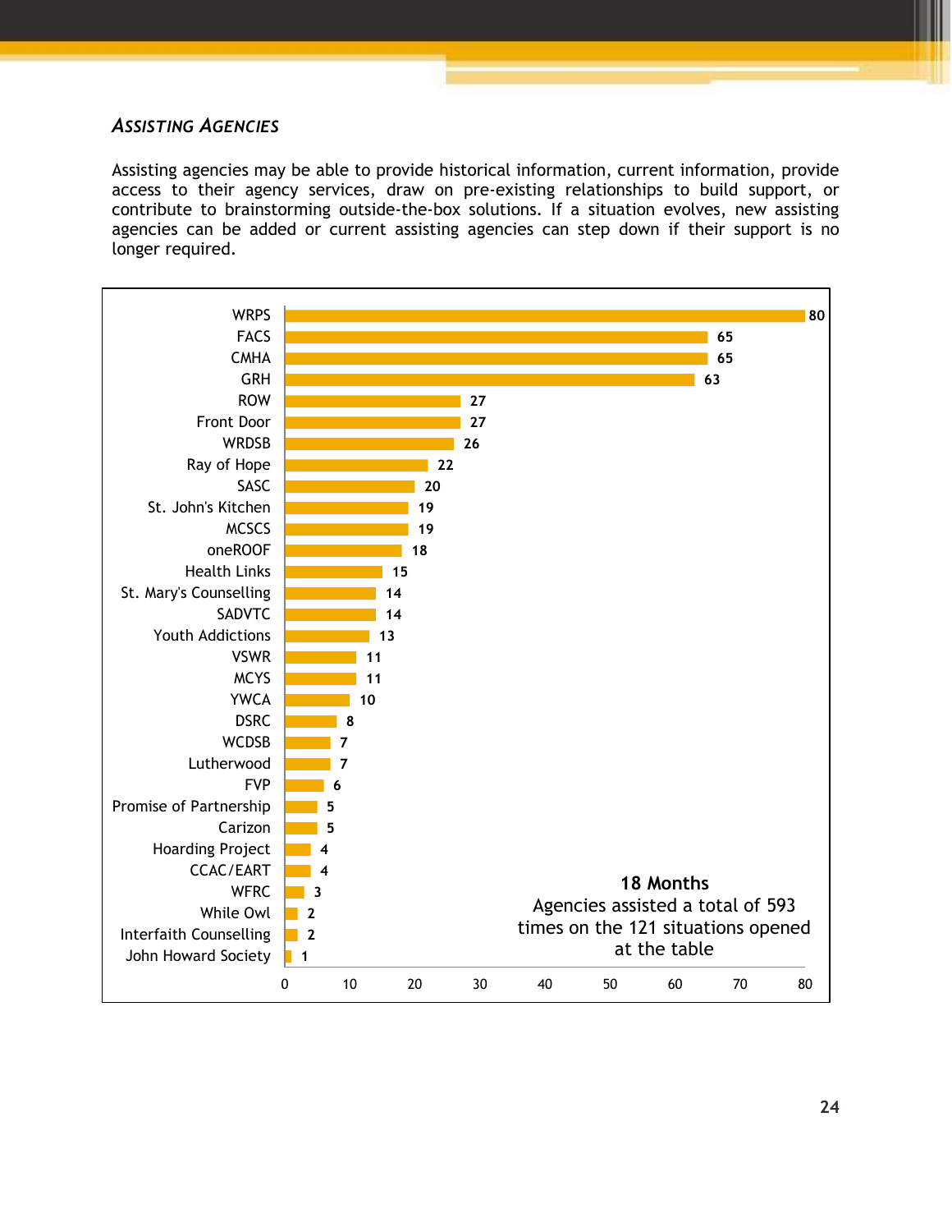### *ASSISTING AGENCIES*

Assisting agencies may be able to provide historical information, current information, provide access to their agency services, draw on pre-existing relationships to build support, or contribute to brainstorming outside-the-box solutions. If a situation evolves, new assisting agencies can be added or current assisting agencies can step down if their support is no longer required.

| Agency | Count |
|---|---|
| WRPS | 80 |
| FACS | 65 |
| CMHA | 65 |
| GRH | 63 |
| ROW | 27 |
| Front Door | 27 |
| WRDSB | 26 |
| Ray of Hope | 22 |
| SASC | 20 |
| St. John's Kitchen | 19 |
| MCSCS | 19 |
| oneROOF | 18 |
| Health Links | 15 |
| St. Mary's Counselling | 14 |
| SADVTC | 14 |
| Youth Addictions | 13 |
| VSWR | 11 |
| MCYS | 11 |
| YWCA | 10 |
| DSRC | 8 |
| WCDSB | 7 |
| Lutherwood | 7 |
| FVP | 6 |
| Promise of Partnership | 5 |
| Carizon | 5 |
| Hoarding Project | 4 |
| CCAC/EART | 4 |
| WFRC | 3 |
| While Owl | 2 |
| Interfaith Counselling | 2 |
| John Howard Society | 1 |

**18 Months**
Agencies assisted a total of 593 times on the 121 situations opened at the table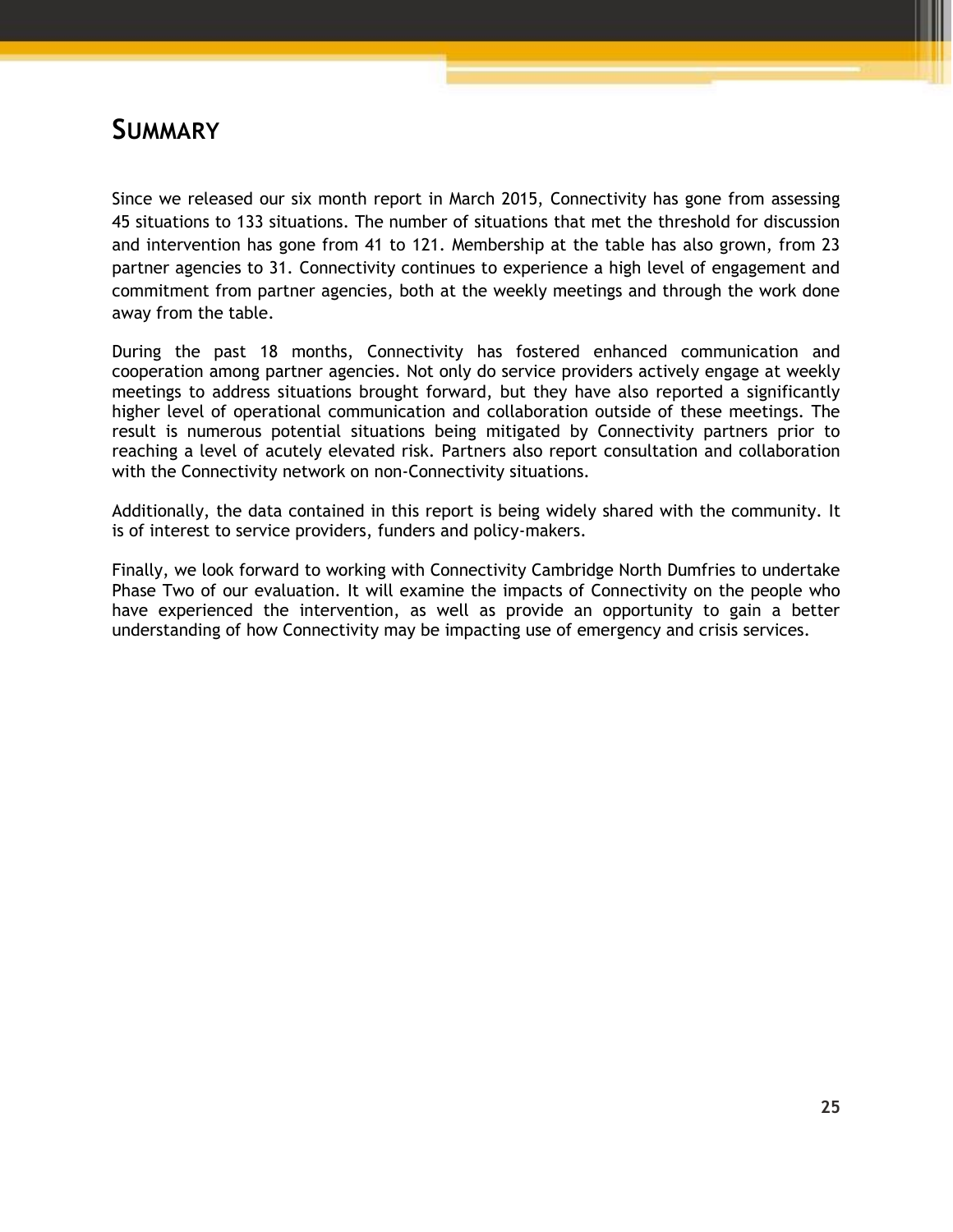# SUMMARY

Since we released our six month report in March 2015, Connectivity has gone from assessing 45 situations to 133 situations. The number of situations that met the threshold for discussion and intervention has gone from 41 to 121. Membership at the table has also grown, from 23 partner agencies to 31. Connectivity continues to experience a high level of engagement and commitment from partner agencies, both at the weekly meetings and through the work done away from the table.

During the past 18 months, Connectivity has fostered enhanced communication and cooperation among partner agencies. Not only do service providers actively engage at weekly meetings to address situations brought forward, but they have also reported a significantly higher level of operational communication and collaboration outside of these meetings. The result is numerous potential situations being mitigated by Connectivity partners prior to reaching a level of acutely elevated risk. Partners also report consultation and collaboration with the Connectivity network on non-Connectivity situations.

Additionally, the data contained in this report is being widely shared with the community. It is of interest to service providers, funders and policy-makers.

Finally, we look forward to working with Connectivity Cambridge North Dumfries to undertake Phase Two of our evaluation. It will examine the impacts of Connectivity on the people who have experienced the intervention, as well as provide an opportunity to gain a better understanding of how Connectivity may be impacting use of emergency and crisis services.